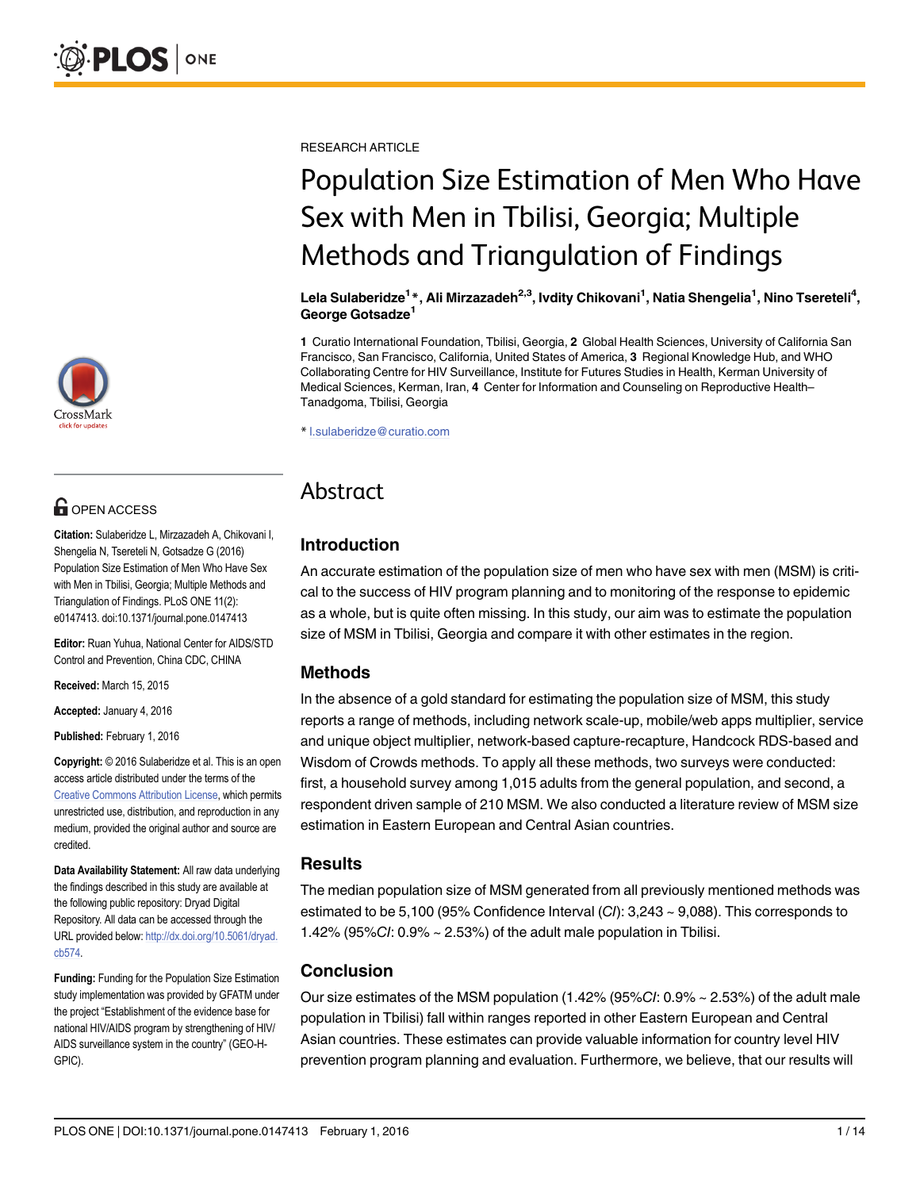RESEARCH ARTICLE

# Population Size Estimation of Men Who Have Sex with Men in Tbilisi, Georgia; Multiple Methods and Triangulation of Findings

**Lela Sulaberidze[1]*, Ali Mirzazadeh[2,3], Ivdity Chikovani[1], Natia Shengelia[1], Nino Tsereteli[4], George Gotsadze[1]**

**1** Curatio International Foundation, Tbilisi, Georgia, **2** Global Health Sciences, University of California San Francisco, San Francisco, California, United States of America, **3** Regional Knowledge Hub, and WHO Collaborating Centre for HIV Surveillance, Institute for Futures Studies in Health, Kerman University of Medical Sciences, Kerman, Iran, **4** Center for Information and Counseling on Reproductive Health–Tanadgoma, Tbilisi, Georgia

* l.sulaberidze@curatio.com

OPEN ACCESS

**Citation:** Sulaberidze L, Mirzazadeh A, Chikovani I, Shengelia N, Tsereteli N, Gotsadze G (2016) Population Size Estimation of Men Who Have Sex with Men in Tbilisi, Georgia; Multiple Methods and Triangulation of Findings. PLoS ONE 11(2): e0147413. doi:10.1371/journal.pone.0147413

**Editor:** Ruan Yuhua, National Center for AIDS/STD Control and Prevention, China CDC, CHINA

**Received:** March 15, 2015

**Accepted:** January 4, 2016

**Published:** February 1, 2016

**Copyright:** © 2016 Sulaberidze et al. This is an open access article distributed under the terms of the Creative Commons Attribution License, which permits unrestricted use, distribution, and reproduction in any medium, provided the original author and source are credited.

**Data Availability Statement:** All raw data underlying the findings described in this study are available at the following public repository: Dryad Digital Repository. All data can be accessed through the URL provided below: http://dx.doi.org/10.5061/dryad.cb574.

**Funding:** Funding for the Population Size Estimation study implementation was provided by GFATM under the project "Establishment of the evidence base for national HIV/AIDS program by strengthening of HIV/AIDS surveillance system in the country" (GEO-H-GPIC).

# Abstract

## Introduction

An accurate estimation of the population size of men who have sex with men (MSM) is critical to the success of HIV program planning and to monitoring of the response to epidemic as a whole, but is quite often missing. In this study, our aim was to estimate the population size of MSM in Tbilisi, Georgia and compare it with other estimates in the region.

## Methods

In the absence of a gold standard for estimating the population size of MSM, this study reports a range of methods, including network scale-up, mobile/web apps multiplier, service and unique object multiplier, network-based capture-recapture, Handcock RDS-based and Wisdom of Crowds methods. To apply all these methods, two surveys were conducted: first, a household survey among 1,015 adults from the general population, and second, a respondent driven sample of 210 MSM. We also conducted a literature review of MSM size estimation in Eastern European and Central Asian countries.

## Results

The median population size of MSM generated from all previously mentioned methods was estimated to be 5,100 (95% Confidence Interval (*CI*): 3,243 ~ 9,088). This corresponds to 1.42% (95%*CI*: 0.9% ~ 2.53%) of the adult male population in Tbilisi.

## Conclusion

Our size estimates of the MSM population (1.42% (95%*CI*: 0.9% ~ 2.53%) of the adult male population in Tbilisi) fall within ranges reported in other Eastern European and Central Asian countries. These estimates can provide valuable information for country level HIV prevention program planning and evaluation. Furthermore, we believe, that our results will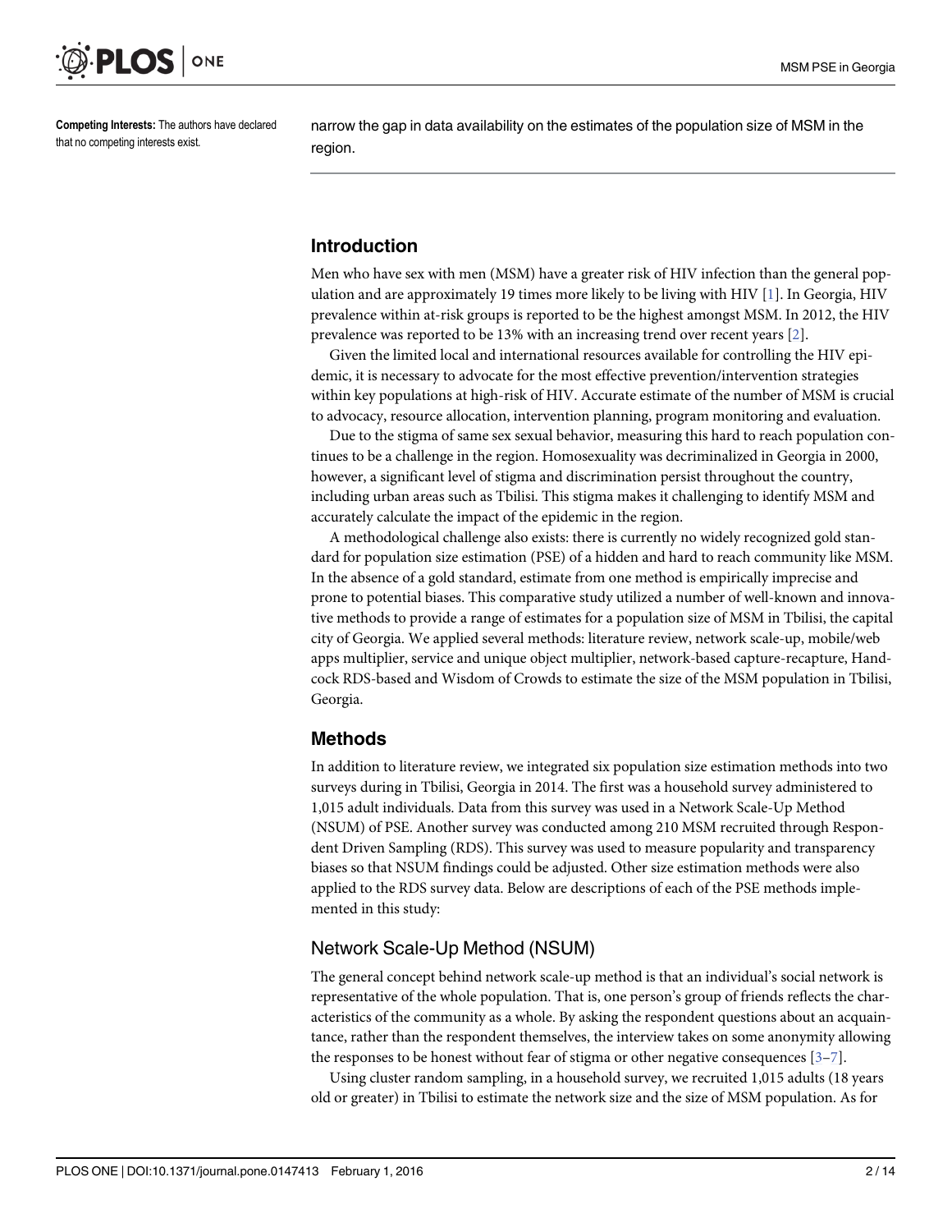**Competing Interests:** The authors have declared that no competing interests exist.

narrow the gap in data availability on the estimates of the population size of MSM in the region.

## Introduction

Men who have sex with men (MSM) have a greater risk of HIV infection than the general population and are approximately 19 times more likely to be living with HIV [1]. In Georgia, HIV prevalence within at-risk groups is reported to be the highest amongst MSM. In 2012, the HIV prevalence was reported to be 13% with an increasing trend over recent years [2].

Given the limited local and international resources available for controlling the HIV epidemic, it is necessary to advocate for the most effective prevention/intervention strategies within key populations at high-risk of HIV. Accurate estimate of the number of MSM is crucial to advocacy, resource allocation, intervention planning, program monitoring and evaluation.

Due to the stigma of same sex sexual behavior, measuring this hard to reach population continues to be a challenge in the region. Homosexuality was decriminalized in Georgia in 2000, however, a significant level of stigma and discrimination persist throughout the country, including urban areas such as Tbilisi. This stigma makes it challenging to identify MSM and accurately calculate the impact of the epidemic in the region.

A methodological challenge also exists: there is currently no widely recognized gold standard for population size estimation (PSE) of a hidden and hard to reach community like MSM. In the absence of a gold standard, estimate from one method is empirically imprecise and prone to potential biases. This comparative study utilized a number of well-known and innovative methods to provide a range of estimates for a population size of MSM in Tbilisi, the capital city of Georgia. We applied several methods: literature review, network scale-up, mobile/web apps multiplier, service and unique object multiplier, network-based capture-recapture, Handcock RDS-based and Wisdom of Crowds to estimate the size of the MSM population in Tbilisi, Georgia.

## Methods

In addition to literature review, we integrated six population size estimation methods into two surveys during in Tbilisi, Georgia in 2014. The first was a household survey administered to 1,015 adult individuals. Data from this survey was used in a Network Scale-Up Method (NSUM) of PSE. Another survey was conducted among 210 MSM recruited through Respondent Driven Sampling (RDS). This survey was used to measure popularity and transparency biases so that NSUM findings could be adjusted. Other size estimation methods were also applied to the RDS survey data. Below are descriptions of each of the PSE methods implemented in this study:

### Network Scale-Up Method (NSUM)

The general concept behind network scale-up method is that an individual's social network is representative of the whole population. That is, one person's group of friends reflects the characteristics of the community as a whole. By asking the respondent questions about an acquaintance, rather than the respondent themselves, the interview takes on some anonymity allowing the responses to be honest without fear of stigma or other negative consequences [3–7].

Using cluster random sampling, in a household survey, we recruited 1,015 adults (18 years old or greater) in Tbilisi to estimate the network size and the size of MSM population. As for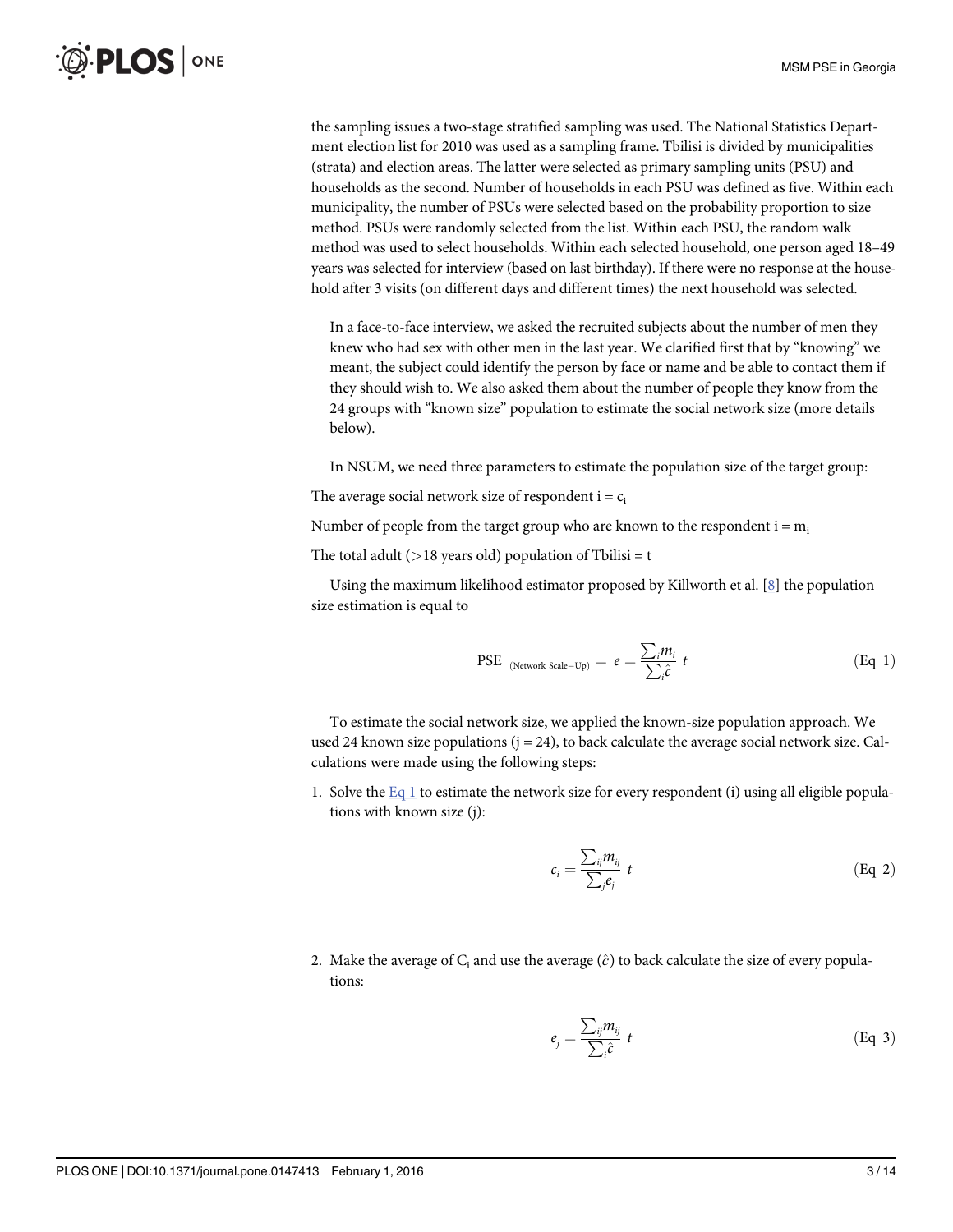the sampling issues a two-stage stratified sampling was used. The National Statistics Department election list for 2010 was used as a sampling frame. Tbilisi is divided by municipalities (strata) and election areas. The latter were selected as primary sampling units (PSU) and households as the second. Number of households in each PSU was defined as five. Within each municipality, the number of PSUs were selected based on the probability proportion to size method. PSUs were randomly selected from the list. Within each PSU, the random walk method was used to select households. Within each selected household, one person aged 18–49 years was selected for interview (based on last birthday). If there were no response at the household after 3 visits (on different days and different times) the next household was selected.

In a face-to-face interview, we asked the recruited subjects about the number of men they knew who had sex with other men in the last year. We clarified first that by "knowing" we meant, the subject could identify the person by face or name and be able to contact them if they should wish to. We also asked them about the number of people they know from the 24 groups with "known size" population to estimate the social network size (more details below).

In NSUM, we need three parameters to estimate the population size of the target group:

The average social network size of respondent i = $c_i$

Number of people from the target group who are known to the respondent i = $m_i$

The total adult (>18 years old) population of Tbilisi = t

Using the maximum likelihood estimator proposed by Killworth et al. [8] the population size estimation is equal to

$$\text{PSE}_{\text{(Network Scale-Up)}} = e = \frac{\sum_i m_i}{\sum_i \hat{c}}\ t \tag{Eq 1}$$

To estimate the social network size, we applied the known-size population approach. We used 24 known size populations (j = 24), to back calculate the average social network size. Calculations were made using the following steps:

1. Solve the Eq 1 to estimate the network size for every respondent (i) using all eligible populations with known size (j):

$$c_i = \frac{\sum_{ij} m_{ij}}{\sum_j e_j}\ t \tag{Eq 2}$$

2. Make the average of $C_i$ and use the average ($\hat{c}$) to back calculate the size of every populations:

$$e_j = \frac{\sum_{ij} m_{ij}}{\sum_i \hat{c}}\ t \tag{Eq 3}$$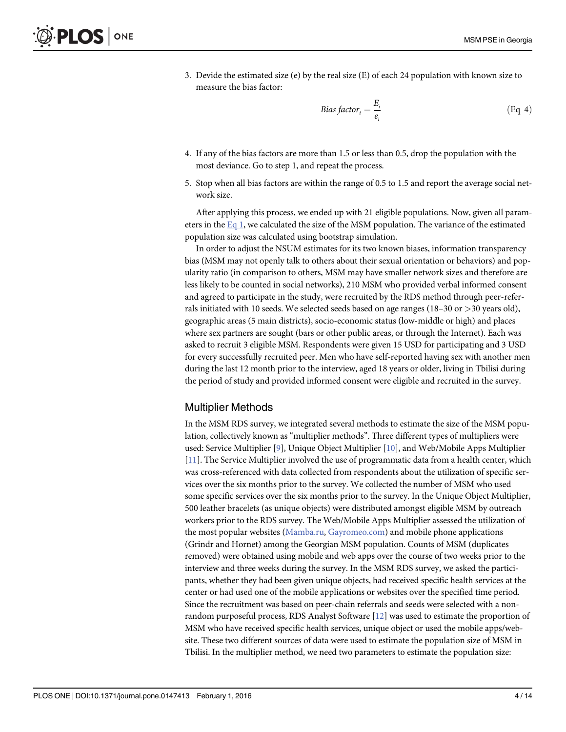3. Devide the estimated size (e) by the real size (E) of each 24 population with known size to measure the bias factor:

$$Bias\ factor_i = \frac{E_i}{e_i} \quad \text{(Eq 4)}$$

4. If any of the bias factors are more than 1.5 or less than 0.5, drop the population with the most deviance. Go to step 1, and repeat the process.
5. Stop when all bias factors are within the range of 0.5 to 1.5 and report the average social network size.

After applying this process, we ended up with 21 eligible populations. Now, given all parameters in the Eq 1, we calculated the size of the MSM population. The variance of the estimated population size was calculated using bootstrap simulation.

In order to adjust the NSUM estimates for its two known biases, information transparency bias (MSM may not openly talk to others about their sexual orientation or behaviors) and popularity ratio (in comparison to others, MSM may have smaller network sizes and therefore are less likely to be counted in social networks), 210 MSM who provided verbal informed consent and agreed to participate in the study, were recruited by the RDS method through peer-referrals initiated with 10 seeds. We selected seeds based on age ranges (18–30 or >30 years old), geographic areas (5 main districts), socio-economic status (low-middle or high) and places where sex partners are sought (bars or other public areas, or through the Internet). Each was asked to recruit 3 eligible MSM. Respondents were given 15 USD for participating and 3 USD for every successfully recruited peer. Men who have self-reported having sex with another men during the last 12 month prior to the interview, aged 18 years or older, living in Tbilisi during the period of study and provided informed consent were eligible and recruited in the survey.

## Multiplier Methods

In the MSM RDS survey, we integrated several methods to estimate the size of the MSM population, collectively known as "multiplier methods". Three different types of multipliers were used: Service Multiplier [9], Unique Object Multiplier [10], and Web/Mobile Apps Multiplier [11]. The Service Multiplier involved the use of programmatic data from a health center, which was cross-referenced with data collected from respondents about the utilization of specific services over the six months prior to the survey. We collected the number of MSM who used some specific services over the six months prior to the survey. In the Unique Object Multiplier, 500 leather bracelets (as unique objects) were distributed amongst eligible MSM by outreach workers prior to the RDS survey. The Web/Mobile Apps Multiplier assessed the utilization of the most popular websites (Mamba.ru, Gayromeo.com) and mobile phone applications (Grindr and Hornet) among the Georgian MSM population. Counts of MSM (duplicates removed) were obtained using mobile and web apps over the course of two weeks prior to the interview and three weeks during the survey. In the MSM RDS survey, we asked the participants, whether they had been given unique objects, had received specific health services at the center or had used one of the mobile applications or websites over the specified time period. Since the recruitment was based on peer-chain referrals and seeds were selected with a non-random purposeful process, RDS Analyst Software [12] was used to estimate the proportion of MSM who have received specific health services, unique object or used the mobile apps/website. These two different sources of data were used to estimate the population size of MSM in Tbilisi. In the multiplier method, we need two parameters to estimate the population size: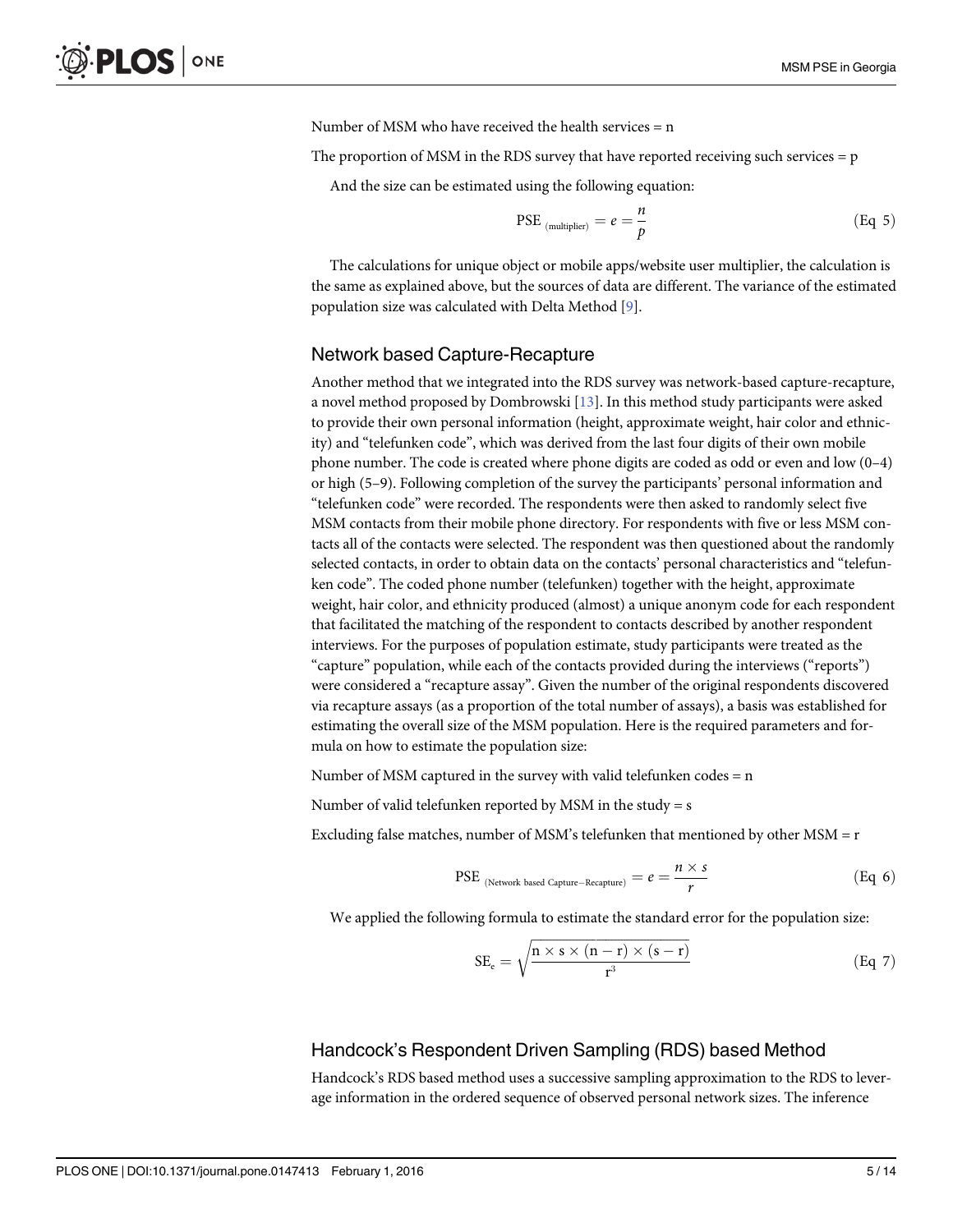Number of MSM who have received the health services = n

The proportion of MSM in the RDS survey that have reported receiving such services = p

And the size can be estimated using the following equation:

$$\text{PSE}_{\text{(multiplier)}} = e = \frac{n}{p} \quad \text{(Eq 5)}$$

The calculations for unique object or mobile apps/website user multiplier, the calculation is the same as explained above, but the sources of data are different. The variance of the estimated population size was calculated with Delta Method [9].

## Network based Capture-Recapture

Another method that we integrated into the RDS survey was network-based capture-recapture, a novel method proposed by Dombrowski [13]. In this method study participants were asked to provide their own personal information (height, approximate weight, hair color and ethnicity) and "telefunken code", which was derived from the last four digits of their own mobile phone number. The code is created where phone digits are coded as odd or even and low (0–4) or high (5–9). Following completion of the survey the participants' personal information and "telefunken code" were recorded. The respondents were then asked to randomly select five MSM contacts from their mobile phone directory. For respondents with five or less MSM contacts all of the contacts were selected. The respondent was then questioned about the randomly selected contacts, in order to obtain data on the contacts' personal characteristics and "telefunken code". The coded phone number (telefunken) together with the height, approximate weight, hair color, and ethnicity produced (almost) a unique anonym code for each respondent that facilitated the matching of the respondent to contacts described by another respondent interviews. For the purposes of population estimate, study participants were treated as the "capture" population, while each of the contacts provided during the interviews ("reports") were considered a "recapture assay". Given the number of the original respondents discovered via recapture assays (as a proportion of the total number of assays), a basis was established for estimating the overall size of the MSM population. Here is the required parameters and formula on how to estimate the population size:

Number of MSM captured in the survey with valid telefunken codes = n

Number of valid telefunken reported by MSM in the study = s

Excluding false matches, number of MSM's telefunken that mentioned by other MSM = r

$$\text{PSE}_{\text{(Network based Capture-Recapture)}} = e = \frac{n \times s}{r} \quad \text{(Eq 6)}$$

We applied the following formula to estimate the standard error for the population size:

$$\text{SE}_e = \sqrt{\frac{n \times s \times (n - r) \times (s - r)}{r^3}} \quad \text{(Eq 7)}$$

## Handcock's Respondent Driven Sampling (RDS) based Method

Handcock's RDS based method uses a successive sampling approximation to the RDS to leverage information in the ordered sequence of observed personal network sizes. The inference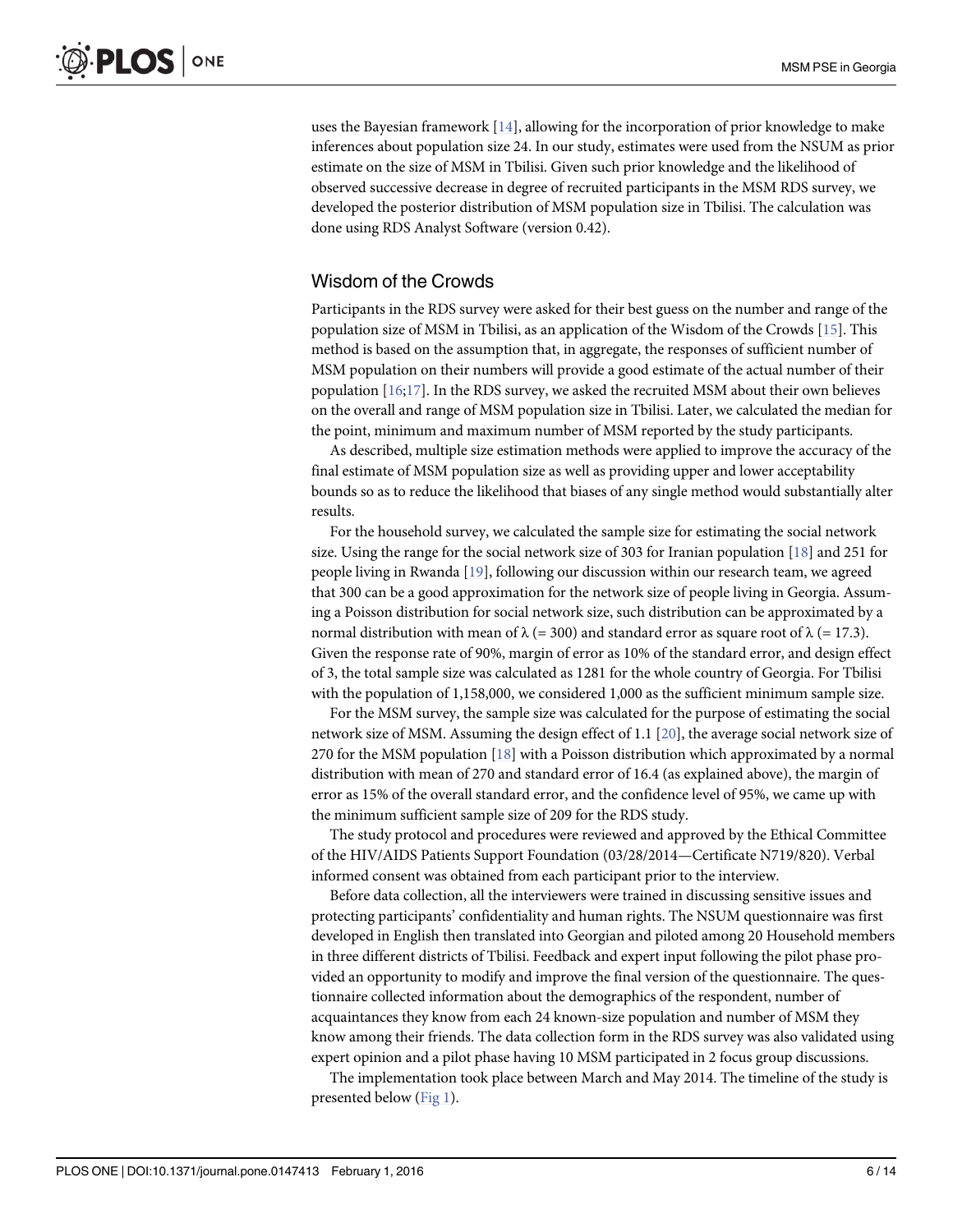uses the Bayesian framework [14], allowing for the incorporation of prior knowledge to make inferences about population size 24. In our study, estimates were used from the NSUM as prior estimate on the size of MSM in Tbilisi. Given such prior knowledge and the likelihood of observed successive decrease in degree of recruited participants in the MSM RDS survey, we developed the posterior distribution of MSM population size in Tbilisi. The calculation was done using RDS Analyst Software (version 0.42).

## Wisdom of the Crowds

Participants in the RDS survey were asked for their best guess on the number and range of the population size of MSM in Tbilisi, as an application of the Wisdom of the Crowds [15]. This method is based on the assumption that, in aggregate, the responses of sufficient number of MSM population on their numbers will provide a good estimate of the actual number of their population [16;17]. In the RDS survey, we asked the recruited MSM about their own believes on the overall and range of MSM population size in Tbilisi. Later, we calculated the median for the point, minimum and maximum number of MSM reported by the study participants.

As described, multiple size estimation methods were applied to improve the accuracy of the final estimate of MSM population size as well as providing upper and lower acceptability bounds so as to reduce the likelihood that biases of any single method would substantially alter results.

For the household survey, we calculated the sample size for estimating the social network size. Using the range for the social network size of 303 for Iranian population [18] and 251 for people living in Rwanda [19], following our discussion within our research team, we agreed that 300 can be a good approximation for the network size of people living in Georgia. Assuming a Poisson distribution for social network size, such distribution can be approximated by a normal distribution with mean of $\lambda$ (= 300) and standard error as square root of $\lambda$ (= 17.3). Given the response rate of 90%, margin of error as 10% of the standard error, and design effect of 3, the total sample size was calculated as 1281 for the whole country of Georgia. For Tbilisi with the population of 1,158,000, we considered 1,000 as the sufficient minimum sample size.

For the MSM survey, the sample size was calculated for the purpose of estimating the social network size of MSM. Assuming the design effect of 1.1 [20], the average social network size of 270 for the MSM population [18] with a Poisson distribution which approximated by a normal distribution with mean of 270 and standard error of 16.4 (as explained above), the margin of error as 15% of the overall standard error, and the confidence level of 95%, we came up with the minimum sufficient sample size of 209 for the RDS study.

The study protocol and procedures were reviewed and approved by the Ethical Committee of the HIV/AIDS Patients Support Foundation (03/28/2014—Certificate N719/820). Verbal informed consent was obtained from each participant prior to the interview.

Before data collection, all the interviewers were trained in discussing sensitive issues and protecting participants' confidentiality and human rights. The NSUM questionnaire was first developed in English then translated into Georgian and piloted among 20 Household members in three different districts of Tbilisi. Feedback and expert input following the pilot phase provided an opportunity to modify and improve the final version of the questionnaire. The questionnaire collected information about the demographics of the respondent, number of acquaintances they know from each 24 known-size population and number of MSM they know among their friends. The data collection form in the RDS survey was also validated using expert opinion and a pilot phase having 10 MSM participated in 2 focus group discussions.

The implementation took place between March and May 2014. The timeline of the study is presented below (Fig 1).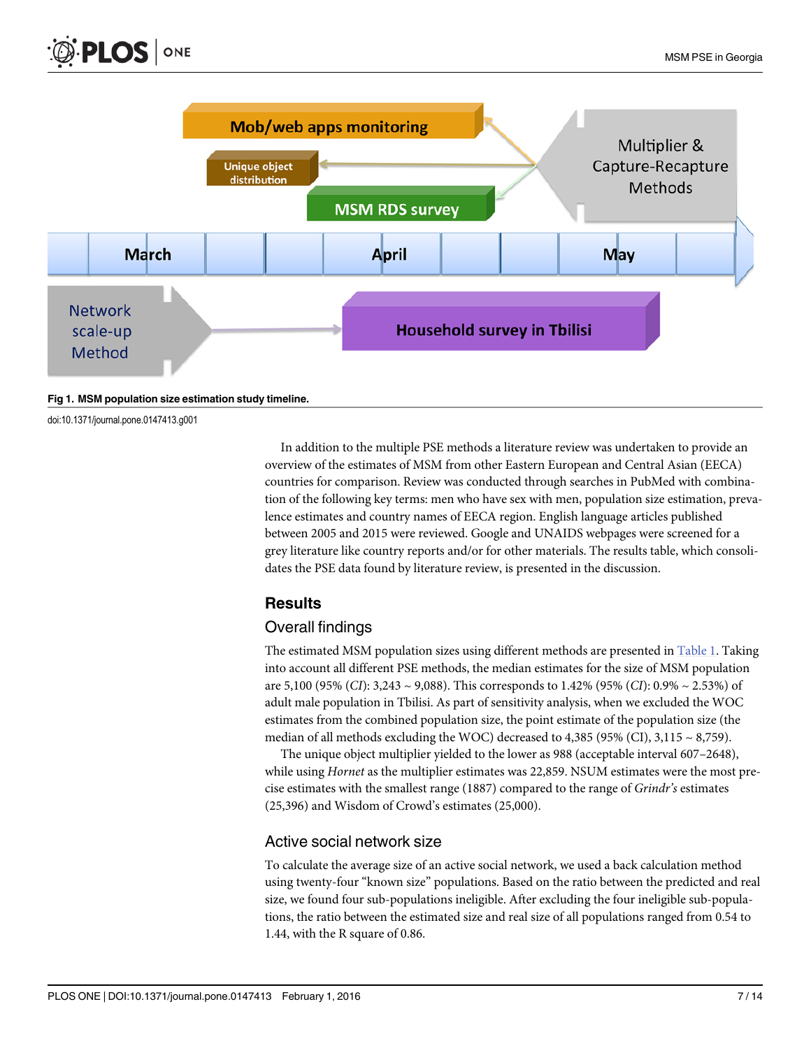**Fig 1. MSM population size estimation study timeline.**

doi:10.1371/journal.pone.0147413.g001

In addition to the multiple PSE methods a literature review was undertaken to provide an overview of the estimates of MSM from other Eastern European and Central Asian (EECA) countries for comparison. Review was conducted through searches in PubMed with combination of the following key terms: men who have sex with men, population size estimation, prevalence estimates and country names of EECA region. English language articles published between 2005 and 2015 were reviewed. Google and UNAIDS webpages were screened for a grey literature like country reports and/or for other materials. The results table, which consolidates the PSE data found by literature review, is presented in the discussion.

## Results

### Overall findings

The estimated MSM population sizes using different methods are presented in Table 1. Taking into account all different PSE methods, the median estimates for the size of MSM population are 5,100 (95% (*CI*): 3,243 ~ 9,088). This corresponds to 1.42% (95% (*CI*): 0.9% ~ 2.53%) of adult male population in Tbilisi. As part of sensitivity analysis, when we excluded the WOC estimates from the combined population size, the point estimate of the population size (the median of all methods excluding the WOC) decreased to 4,385 (95% (CI), 3,115 ~ 8,759).

The unique object multiplier yielded to the lower as 988 (acceptable interval 607–2648), while using *Hornet* as the multiplier estimates was 22,859. NSUM estimates were the most precise estimates with the smallest range (1887) compared to the range of *Grindr's* estimates (25,396) and Wisdom of Crowd's estimates (25,000).

### Active social network size

To calculate the average size of an active social network, we used a back calculation method using twenty-four "known size" populations. Based on the ratio between the predicted and real size, we found four sub-populations ineligible. After excluding the four ineligible sub-populations, the ratio between the estimated size and real size of all populations ranged from 0.54 to 1.44, with the R square of 0.86.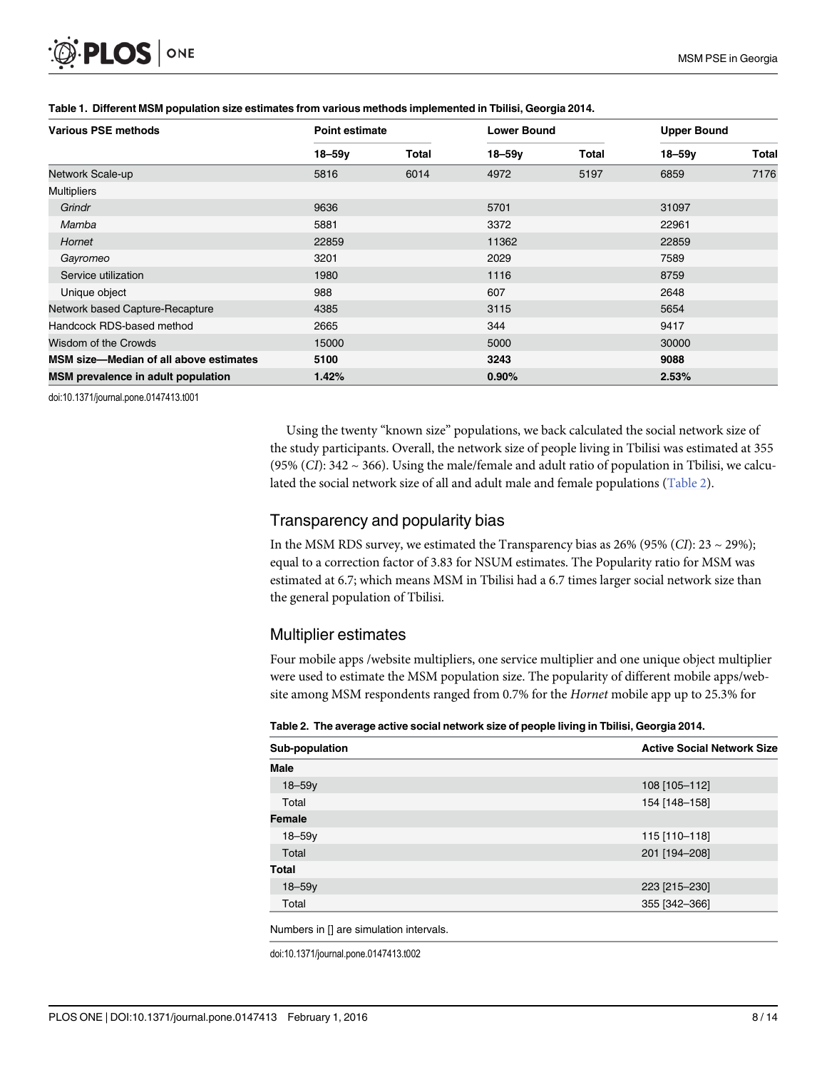**Table 1. Different MSM population size estimates from various methods implemented in Tbilisi, Georgia 2014.**

| Various PSE methods | Point estimate | | Lower Bound | | Upper Bound | |
|---|---|---|---|---|---|---|
| | 18–59y | Total | 18–59y | Total | 18–59y | Total |
| Network Scale-up | 5816 | 6014 | 4972 | 5197 | 6859 | 7176 |
| Multipliers | | | | | | |
| *Grindr* | 9636 | | 5701 | | 31097 | |
| *Mamba* | 5881 | | 3372 | | 22961 | |
| *Hornet* | 22859 | | 11362 | | 22859 | |
| *Gayromeo* | 3201 | | 2029 | | 7589 | |
| Service utilization | 1980 | | 1116 | | 8759 | |
| Unique object | 988 | | 607 | | 2648 | |
| Network based Capture-Recapture | 4385 | | 3115 | | 5654 | |
| Handcock RDS-based method | 2665 | | 344 | | 9417 | |
| Wisdom of the Crowds | 15000 | | 5000 | | 30000 | |
| **MSM size—Median of all above estimates** | **5100** | | **3243** | | **9088** | |
| **MSM prevalence in adult population** | **1.42%** | | **0.90%** | | **2.53%** | |

doi:10.1371/journal.pone.0147413.t001

Using the twenty "known size" populations, we back calculated the social network size of the study participants. Overall, the network size of people living in Tbilisi was estimated at 355 (95% (*CI*): 342 ~ 366). Using the male/female and adult ratio of population in Tbilisi, we calculated the social network size of all and adult male and female populations (Table 2).

## Transparency and popularity bias

In the MSM RDS survey, we estimated the Transparency bias as 26% (95% (*CI*): 23 ~ 29%); equal to a correction factor of 3.83 for NSUM estimates. The Popularity ratio for MSM was estimated at 6.7; which means MSM in Tbilisi had a 6.7 times larger social network size than the general population of Tbilisi.

## Multiplier estimates

Four mobile apps /website multipliers, one service multiplier and one unique object multiplier were used to estimate the MSM population size. The popularity of different mobile apps/website among MSM respondents ranged from 0.7% for the *Hornet* mobile app up to 25.3% for

**Table 2. The average active social network size of people living in Tbilisi, Georgia 2014.**

| Sub-population | Active Social Network Size |
|---|---|
| **Male** | |
| 18–59y | 108 [105–112] |
| Total | 154 [148–158] |
| **Female** | |
| 18–59y | 115 [110–118] |
| Total | 201 [194–208] |
| **Total** | |
| 18–59y | 223 [215–230] |
| Total | 355 [342–366] |

Numbers in [] are simulation intervals.

doi:10.1371/journal.pone.0147413.t002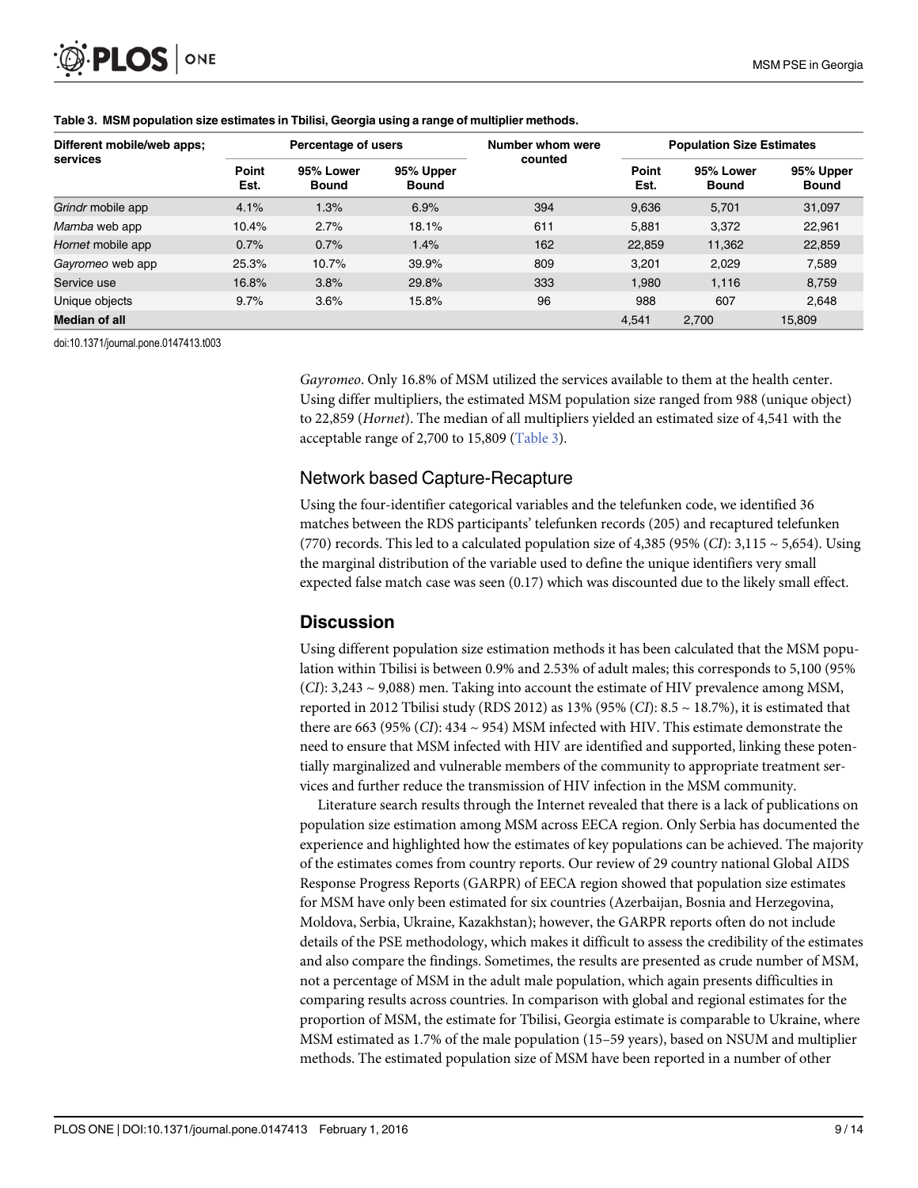**Table 3. MSM population size estimates in Tbilisi, Georgia using a range of multiplier methods.**

| Different mobile/web apps; services | Percentage of users | | | Number whom were counted | Population Size Estimates | | |
|---|---|---|---|---|---|---|---|
| | Point Est. | 95% Lower Bound | 95% Upper Bound | | Point Est. | 95% Lower Bound | 95% Upper Bound |
| *Grindr* mobile app | 4.1% | 1.3% | 6.9% | 394 | 9,636 | 5,701 | 31,097 |
| *Mamba* web app | 10.4% | 2.7% | 18.1% | 611 | 5,881 | 3,372 | 22,961 |
| *Hornet* mobile app | 0.7% | 0.7% | 1.4% | 162 | 22,859 | 11,362 | 22,859 |
| *Gayromeo* web app | 25.3% | 10.7% | 39.9% | 809 | 3,201 | 2,029 | 7,589 |
| Service use | 16.8% | 3.8% | 29.8% | 333 | 1,980 | 1,116 | 8,759 |
| Unique objects | 9.7% | 3.6% | 15.8% | 96 | 988 | 607 | 2,648 |
| **Median of all** | | | | | 4,541 | 2,700 | 15,809 |

doi:10.1371/journal.pone.0147413.t003

*Gayromeo*. Only 16.8% of MSM utilized the services available to them at the health center. Using differ multipliers, the estimated MSM population size ranged from 988 (unique object) to 22,859 (*Hornet*). The median of all multipliers yielded an estimated size of 4,541 with the acceptable range of 2,700 to 15,809 (Table 3).

### Network based Capture-Recapture

Using the four-identifier categorical variables and the telefunken code, we identified 36 matches between the RDS participants' telefunken records (205) and recaptured telefunken (770) records. This led to a calculated population size of 4,385 (95% (*CI*): 3,115 ~ 5,654). Using the marginal distribution of the variable used to define the unique identifiers very small expected false match case was seen (0.17) which was discounted due to the likely small effect.

## Discussion

Using different population size estimation methods it has been calculated that the MSM population within Tbilisi is between 0.9% and 2.53% of adult males; this corresponds to 5,100 (95% (*CI*): 3,243 ~ 9,088) men. Taking into account the estimate of HIV prevalence among MSM, reported in 2012 Tbilisi study (RDS 2012) as 13% (95% (*CI*): 8.5 ~ 18.7%), it is estimated that there are 663 (95% (*CI*): 434 ~ 954) MSM infected with HIV. This estimate demonstrate the need to ensure that MSM infected with HIV are identified and supported, linking these potentially marginalized and vulnerable members of the community to appropriate treatment services and further reduce the transmission of HIV infection in the MSM community.

Literature search results through the Internet revealed that there is a lack of publications on population size estimation among MSM across EECA region. Only Serbia has documented the experience and highlighted how the estimates of key populations can be achieved. The majority of the estimates comes from country reports. Our review of 29 country national Global AIDS Response Progress Reports (GARPR) of EECA region showed that population size estimates for MSM have only been estimated for six countries (Azerbaijan, Bosnia and Herzegovina, Moldova, Serbia, Ukraine, Kazakhstan); however, the GARPR reports often do not include details of the PSE methodology, which makes it difficult to assess the credibility of the estimates and also compare the findings. Sometimes, the results are presented as crude number of MSM, not a percentage of MSM in the adult male population, which again presents difficulties in comparing results across countries. In comparison with global and regional estimates for the proportion of MSM, the estimate for Tbilisi, Georgia estimate is comparable to Ukraine, where MSM estimated as 1.7% of the male population (15–59 years), based on NSUM and multiplier methods. The estimated population size of MSM have been reported in a number of other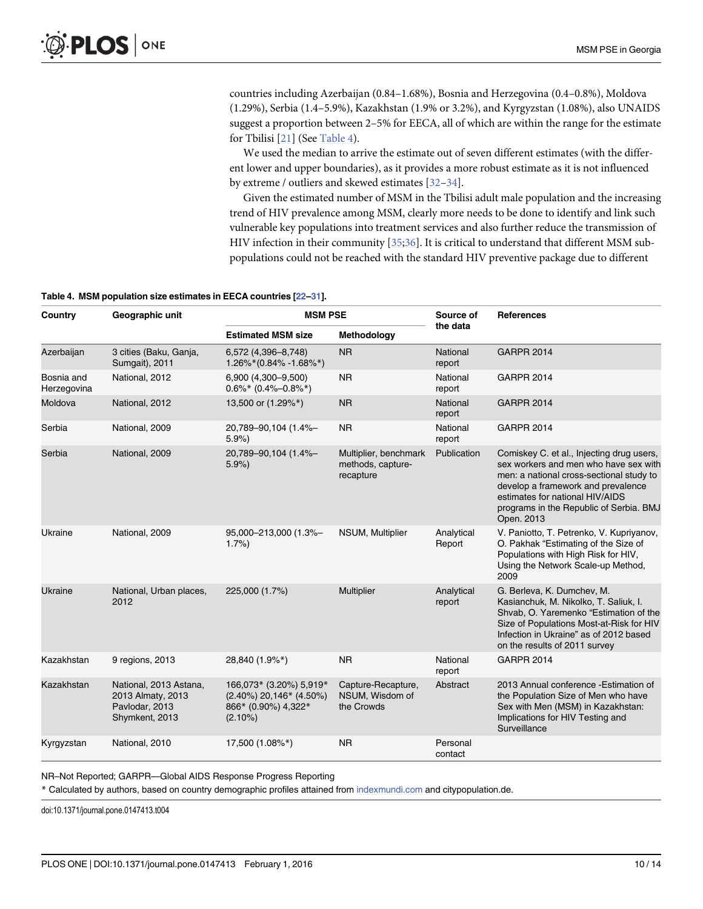countries including Azerbaijan (0.84–1.68%), Bosnia and Herzegovina (0.4–0.8%), Moldova (1.29%), Serbia (1.4–5.9%), Kazakhstan (1.9% or 3.2%), and Kyrgyzstan (1.08%), also UNAIDS suggest a proportion between 2–5% for EECA, all of which are within the range for the estimate for Tbilisi [21] (See Table 4).

We used the median to arrive the estimate out of seven different estimates (with the different lower and upper boundaries), as it provides a more robust estimate as it is not influenced by extreme / outliers and skewed estimates [32–34].

Given the estimated number of MSM in the Tbilisi adult male population and the increasing trend of HIV prevalence among MSM, clearly more needs to be done to identify and link such vulnerable key populations into treatment services and also further reduce the transmission of HIV infection in their community [35;36]. It is critical to understand that different MSM sub-populations could not be reached with the standard HIV preventive package due to different

**Table 4. MSM population size estimates in EECA countries [22–31].**

| Country | Geographic unit | MSM PSE | | Source of the data | References |
|---|---|---|---|---|---|
| | | Estimated MSM size | Methodology | | |
| Azerbaijan | 3 cities (Baku, Ganja, Sumgait), 2011 | 6,572 (4,396–8,748) 1.26%*(0.84% -1.68%*) | NR | National report | GARPR 2014 |
| Bosnia and Herzegovina | National, 2012 | 6,900 (4,300–9,500) 0.6%* (0.4%–0.8%*) | NR | National report | GARPR 2014 |
| Moldova | National, 2012 | 13,500 or (1.29%*) | NR | National report | GARPR 2014 |
| Serbia | National, 2009 | 20,789–90,104 (1.4%–5.9%) | NR | National report | GARPR 2014 |
| Serbia | National, 2009 | 20,789–90,104 (1.4%–5.9%) | Multiplier, benchmark methods, capture-recapture | Publication | Comiskey C. et al., Injecting drug users, sex workers and men who have sex with men: a national cross-sectional study to develop a framework and prevalence estimates for national HIV/AIDS programs in the Republic of Serbia. BMJ Open. 2013 |
| Ukraine | National, 2009 | 95,000–213,000 (1.3%–1.7%) | NSUM, Multiplier | Analytical Report | V. Paniotto, T. Petrenko, V. Kupriyanov, O. Pakhak "Estimating of the Size of Populations with High Risk for HIV, Using the Network Scale-up Method, 2009 |
| Ukraine | National, Urban places, 2012 | 225,000 (1.7%) | Multiplier | Analytical report | G. Berleva, K. Dumchev, M. Kasianchuk, M. Nikolko, T. Saliuk, I. Shvab, O. Yaremenko "Estimation of the Size of Populations Most-at-Risk for HIV Infection in Ukraine" as of 2012 based on the results of 2011 survey |
| Kazakhstan | 9 regions, 2013 | 28,840 (1.9%*) | NR | National report | GARPR 2014 |
| Kazakhstan | National, 2013 Astana, 2013 Almaty, 2013 Pavlodar, 2013 Shymkent, 2013 | 166,073* (3.20%) 5,919* (2.40%) 20,146* (4.50%) 866* (0.90%) 4,322* (2.10%) | Capture-Recapture, NSUM, Wisdom of the Crowds | Abstract | 2013 Annual conference -Estimation of the Population Size of Men who have Sex with Men (MSM) in Kazakhstan: Implications for HIV Testing and Surveillance |
| Kyrgyzstan | National, 2010 | 17,500 (1.08%*) | NR | Personal contact | |

NR–Not Reported; GARPR—Global AIDS Response Progress Reporting

* Calculated by authors, based on country demographic profiles attained from indexmundi.com and citypopulation.de.

doi:10.1371/journal.pone.0147413.t004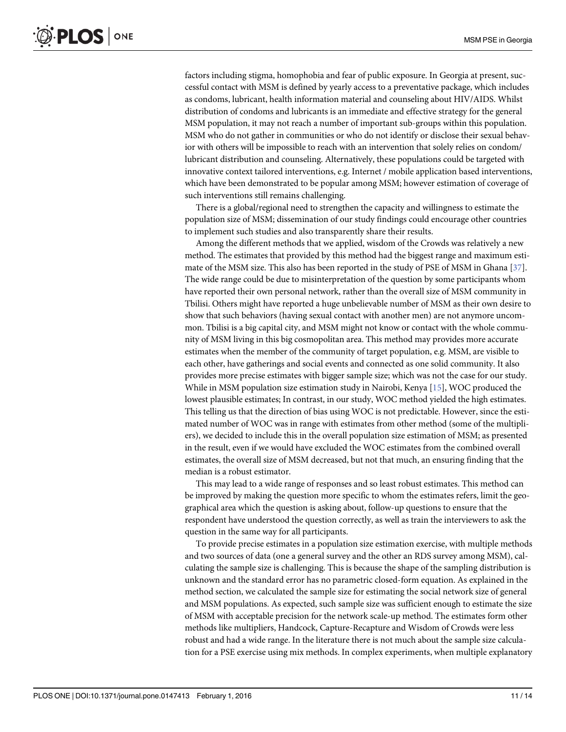factors including stigma, homophobia and fear of public exposure. In Georgia at present, successful contact with MSM is defined by yearly access to a preventative package, which includes as condoms, lubricant, health information material and counseling about HIV/AIDS. Whilst distribution of condoms and lubricants is an immediate and effective strategy for the general MSM population, it may not reach a number of important sub-groups within this population. MSM who do not gather in communities or who do not identify or disclose their sexual behavior with others will be impossible to reach with an intervention that solely relies on condom/lubricant distribution and counseling. Alternatively, these populations could be targeted with innovative context tailored interventions, e.g. Internet / mobile application based interventions, which have been demonstrated to be popular among MSM; however estimation of coverage of such interventions still remains challenging.

There is a global/regional need to strengthen the capacity and willingness to estimate the population size of MSM; dissemination of our study findings could encourage other countries to implement such studies and also transparently share their results.

Among the different methods that we applied, wisdom of the Crowds was relatively a new method. The estimates that provided by this method had the biggest range and maximum estimate of the MSM size. This also has been reported in the study of PSE of MSM in Ghana [37]. The wide range could be due to misinterpretation of the question by some participants whom have reported their own personal network, rather than the overall size of MSM community in Tbilisi. Others might have reported a huge unbelievable number of MSM as their own desire to show that such behaviors (having sexual contact with another men) are not anymore uncommon. Tbilisi is a big capital city, and MSM might not know or contact with the whole community of MSM living in this big cosmopolitan area. This method may provides more accurate estimates when the member of the community of target population, e.g. MSM, are visible to each other, have gatherings and social events and connected as one solid community. It also provides more precise estimates with bigger sample size; which was not the case for our study. While in MSM population size estimation study in Nairobi, Kenya [15], WOC produced the lowest plausible estimates; In contrast, in our study, WOC method yielded the high estimates. This telling us that the direction of bias using WOC is not predictable. However, since the estimated number of WOC was in range with estimates from other method (some of the multipliers), we decided to include this in the overall population size estimation of MSM; as presented in the result, even if we would have excluded the WOC estimates from the combined overall estimates, the overall size of MSM decreased, but not that much, an ensuring finding that the median is a robust estimator.

This may lead to a wide range of responses and so least robust estimates. This method can be improved by making the question more specific to whom the estimates refers, limit the geographical area which the question is asking about, follow-up questions to ensure that the respondent have understood the question correctly, as well as train the interviewers to ask the question in the same way for all participants.

To provide precise estimates in a population size estimation exercise, with multiple methods and two sources of data (one a general survey and the other an RDS survey among MSM), calculating the sample size is challenging. This is because the shape of the sampling distribution is unknown and the standard error has no parametric closed-form equation. As explained in the method section, we calculated the sample size for estimating the social network size of general and MSM populations. As expected, such sample size was sufficient enough to estimate the size of MSM with acceptable precision for the network scale-up method. The estimates form other methods like multipliers, Handcock, Capture-Recapture and Wisdom of Crowds were less robust and had a wide range. In the literature there is not much about the sample size calculation for a PSE exercise using mix methods. In complex experiments, when multiple explanatory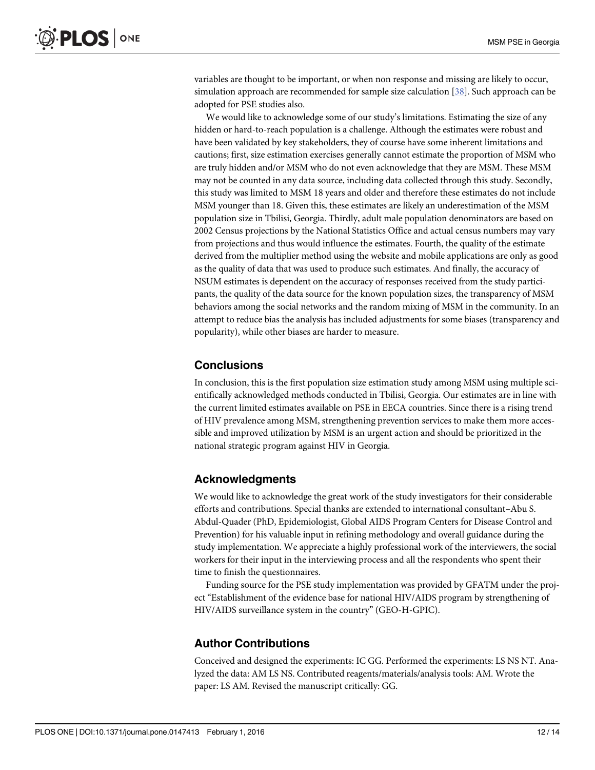variables are thought to be important, or when non response and missing are likely to occur, simulation approach are recommended for sample size calculation [38]. Such approach can be adopted for PSE studies also.

We would like to acknowledge some of our study's limitations. Estimating the size of any hidden or hard-to-reach population is a challenge. Although the estimates were robust and have been validated by key stakeholders, they of course have some inherent limitations and cautions; first, size estimation exercises generally cannot estimate the proportion of MSM who are truly hidden and/or MSM who do not even acknowledge that they are MSM. These MSM may not be counted in any data source, including data collected through this study. Secondly, this study was limited to MSM 18 years and older and therefore these estimates do not include MSM younger than 18. Given this, these estimates are likely an underestimation of the MSM population size in Tbilisi, Georgia. Thirdly, adult male population denominators are based on 2002 Census projections by the National Statistics Office and actual census numbers may vary from projections and thus would influence the estimates. Fourth, the quality of the estimate derived from the multiplier method using the website and mobile applications are only as good as the quality of data that was used to produce such estimates. And finally, the accuracy of NSUM estimates is dependent on the accuracy of responses received from the study participants, the quality of the data source for the known population sizes, the transparency of MSM behaviors among the social networks and the random mixing of MSM in the community. In an attempt to reduce bias the analysis has included adjustments for some biases (transparency and popularity), while other biases are harder to measure.

## Conclusions

In conclusion, this is the first population size estimation study among MSM using multiple scientifically acknowledged methods conducted in Tbilisi, Georgia. Our estimates are in line with the current limited estimates available on PSE in EECA countries. Since there is a rising trend of HIV prevalence among MSM, strengthening prevention services to make them more accessible and improved utilization by MSM is an urgent action and should be prioritized in the national strategic program against HIV in Georgia.

## Acknowledgments

We would like to acknowledge the great work of the study investigators for their considerable efforts and contributions. Special thanks are extended to international consultant–Abu S. Abdul-Quader (PhD, Epidemiologist, Global AIDS Program Centers for Disease Control and Prevention) for his valuable input in refining methodology and overall guidance during the study implementation. We appreciate a highly professional work of the interviewers, the social workers for their input in the interviewing process and all the respondents who spent their time to finish the questionnaires.

Funding source for the PSE study implementation was provided by GFATM under the project "Establishment of the evidence base for national HIV/AIDS program by strengthening of HIV/AIDS surveillance system in the country" (GEO-H-GPIC).

## Author Contributions

Conceived and designed the experiments: IC GG. Performed the experiments: LS NS NT. Analyzed the data: AM LS NS. Contributed reagents/materials/analysis tools: AM. Wrote the paper: LS AM. Revised the manuscript critically: GG.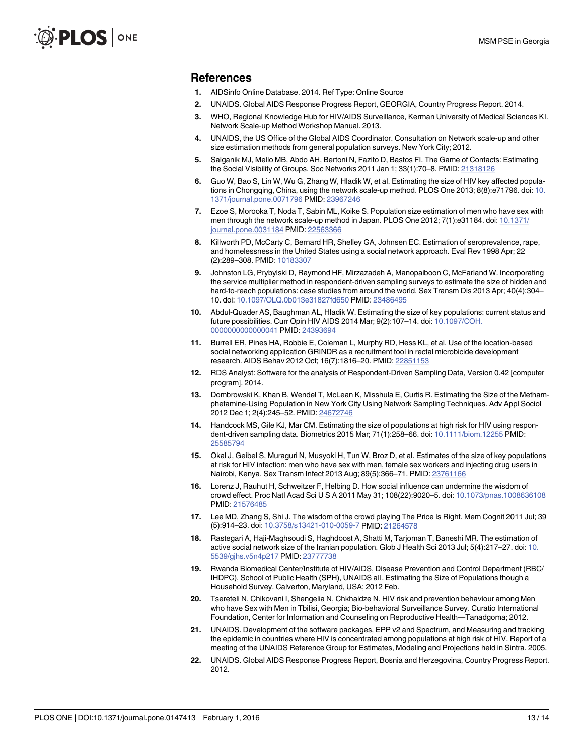## References

1. AIDSinfo Online Database. 2014. Ref Type: Online Source
2. UNAIDS. Global AIDS Response Progress Report, GEORGIA, Country Progress Report. 2014.
3. WHO, Regional Knowledge Hub for HIV/AIDS Surveillance, Kerman University of Medical Sciences KI. Network Scale-up Method Workshop Manual. 2013.
4. UNAIDS, the US Office of the Global AIDS Coordinator. Consultation on Network scale-up and other size estimation methods from general population surveys. New York City; 2012.
5. Salganik MJ, Mello MB, Abdo AH, Bertoni N, Fazito D, Bastos FI. The Game of Contacts: Estimating the Social Visibility of Groups. Soc Networks 2011 Jan 1; 33(1):70–8. PMID: 21318126
6. Guo W, Bao S, Lin W, Wu G, Zhang W, Hladik W, et al. Estimating the size of HIV key affected populations in Chongqing, China, using the network scale-up method. PLOS One 2013; 8(8):e71796. doi: 10.1371/journal.pone.0071796 PMID: 23967246
7. Ezoe S, Morooka T, Noda T, Sabin ML, Koike S. Population size estimation of men who have sex with men through the network scale-up method in Japan. PLOS One 2012; 7(1):e31184. doi: 10.1371/journal.pone.0031184 PMID: 22563366
8. Killworth PD, McCarty C, Bernard HR, Shelley GA, Johnsen EC. Estimation of seroprevalence, rape, and homelessness in the United States using a social network approach. Eval Rev 1998 Apr; 22 (2):289–308. PMID: 10183307
9. Johnston LG, Prybylski D, Raymond HF, Mirzazadeh A, Manopaiboon C, McFarland W. Incorporating the service multiplier method in respondent-driven sampling surveys to estimate the size of hidden and hard-to-reach populations: case studies from around the world. Sex Transm Dis 2013 Apr; 40(4):304–10. doi: 10.1097/OLQ.0b013e31827fd650 PMID: 23486495
10. Abdul-Quader AS, Baughman AL, Hladik W. Estimating the size of key populations: current status and future possibilities. Curr Opin HIV AIDS 2014 Mar; 9(2):107–14. doi: 10.1097/COH.0000000000000041 PMID: 24393694
11. Burrell ER, Pines HA, Robbie E, Coleman L, Murphy RD, Hess KL, et al. Use of the location-based social networking application GRINDR as a recruitment tool in rectal microbicide development research. AIDS Behav 2012 Oct; 16(7):1816–20. PMID: 22851153
12. RDS Analyst: Software for the analysis of Respondent-Driven Sampling Data, Version 0.42 [computer program]. 2014.
13. Dombrowski K, Khan B, Wendel T, McLean K, Misshula E, Curtis R. Estimating the Size of the Methamphetamine-Using Population in New York City Using Network Sampling Techniques. Adv Appl Sociol 2012 Dec 1; 2(4):245–52. PMID: 24672746
14. Handcock MS, Gile KJ, Mar CM. Estimating the size of populations at high risk for HIV using respondent-driven sampling data. Biometrics 2015 Mar; 71(1):258–66. doi: 10.1111/biom.12255 PMID: 25585794
15. Okal J, Geibel S, Muraguri N, Musyoki H, Tun W, Broz D, et al. Estimates of the size of key populations at risk for HIV infection: men who have sex with men, female sex workers and injecting drug users in Nairobi, Kenya. Sex Transm Infect 2013 Aug; 89(5):366–71. PMID: 23761166
16. Lorenz J, Rauhut H, Schweitzer F, Helbing D. How social influence can undermine the wisdom of crowd effect. Proc Natl Acad Sci U S A 2011 May 31; 108(22):9020–5. doi: 10.1073/pnas.1008636108 PMID: 21576485
17. Lee MD, Zhang S, Shi J. The wisdom of the crowd playing The Price Is Right. Mem Cognit 2011 Jul; 39 (5):914–23. doi: 10.3758/s13421-010-0059-7 PMID: 21264578
18. Rastegari A, Haji-Maghsoudi S, Haghdoost A, Shatti M, Tarjoman T, Baneshi MR. The estimation of active social network size of the Iranian population. Glob J Health Sci 2013 Jul; 5(4):217–27. doi: 10.5539/gjhs.v5n4p217 PMID: 23777738
19. Rwanda Biomedical Center/Institute of HIV/AIDS, Disease Prevention and Control Department (RBC/IHDPC), School of Public Health (SPH), UNAIDS aII. Estimating the Size of Populations though a Household Survey. Calverton, Maryland, USA; 2012 Feb.
20. Tsereteli N, Chikovani I, Shengelia N, Chkhaidze N. HIV risk and prevention behaviour among Men who have Sex with Men in Tbilisi, Georgia; Bio-behavioral Surveillance Survey. Curatio International Foundation, Center for Information and Counseling on Reproductive Health—Tanadgoma; 2012.
21. UNAIDS. Development of the software packages, EPP v2 and Spectrum, and Measuring and tracking the epidemic in countries where HIV is concentrated among populations at high risk of HIV. Report of a meeting of the UNAIDS Reference Group for Estimates, Modeling and Projections held in Sintra. 2005.
22. UNAIDS. Global AIDS Response Progress Report, Bosnia and Herzegovina, Country Progress Report. 2012.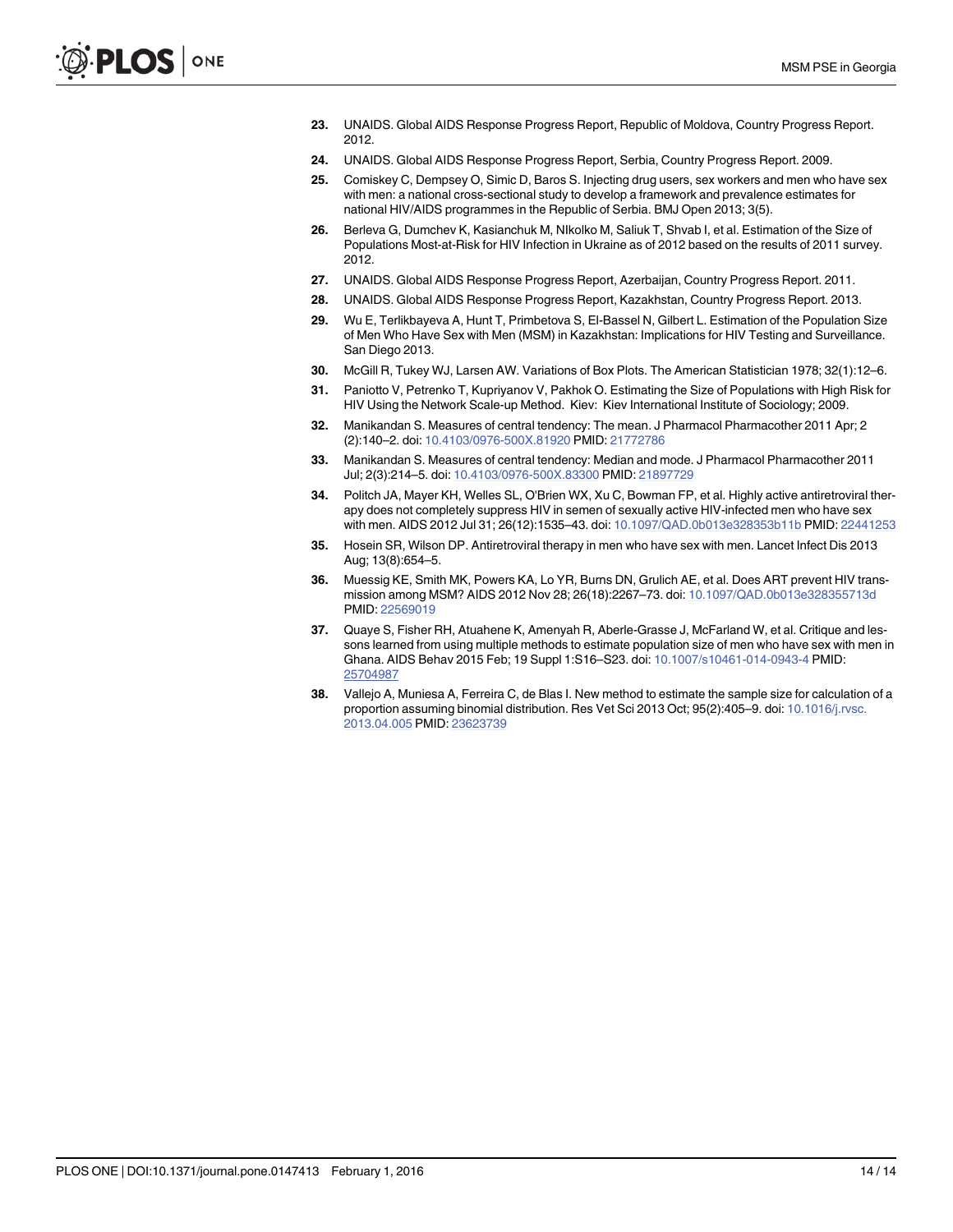23. UNAIDS. Global AIDS Response Progress Report, Republic of Moldova, Country Progress Report. 2012.
24. UNAIDS. Global AIDS Response Progress Report, Serbia, Country Progress Report. 2009.
25. Comiskey C, Dempsey O, Simic D, Baros S. Injecting drug users, sex workers and men who have sex with men: a national cross-sectional study to develop a framework and prevalence estimates for national HIV/AIDS programmes in the Republic of Serbia. BMJ Open 2013; 3(5).
26. Berleva G, Dumchev K, Kasianchuk M, NIkolko M, Saliuk T, Shvab I, et al. Estimation of the Size of Populations Most-at-Risk for HIV Infection in Ukraine as of 2012 based on the results of 2011 survey. 2012.
27. UNAIDS. Global AIDS Response Progress Report, Azerbaijan, Country Progress Report. 2011.
28. UNAIDS. Global AIDS Response Progress Report, Kazakhstan, Country Progress Report. 2013.
29. Wu E, Terlikbayeva A, Hunt T, Primbetova S, El-Bassel N, Gilbert L. Estimation of the Population Size of Men Who Have Sex with Men (MSM) in Kazakhstan: Implications for HIV Testing and Surveillance. San Diego 2013.
30. McGill R, Tukey WJ, Larsen AW. Variations of Box Plots. The American Statistician 1978; 32(1):12–6.
31. Paniotto V, Petrenko T, Kupriyanov V, Pakhok O. Estimating the Size of Populations with High Risk for HIV Using the Network Scale-up Method. Kiev: Kiev International Institute of Sociology; 2009.
32. Manikandan S. Measures of central tendency: The mean. J Pharmacol Pharmacother 2011 Apr; 2 (2):140–2. doi: 10.4103/0976-500X.81920 PMID: 21772786
33. Manikandan S. Measures of central tendency: Median and mode. J Pharmacol Pharmacother 2011 Jul; 2(3):214–5. doi: 10.4103/0976-500X.83300 PMID: 21897729
34. Politch JA, Mayer KH, Welles SL, O'Brien WX, Xu C, Bowman FP, et al. Highly active antiretroviral therapy does not completely suppress HIV in semen of sexually active HIV-infected men who have sex with men. AIDS 2012 Jul 31; 26(12):1535–43. doi: 10.1097/QAD.0b013e328353b11b PMID: 22441253
35. Hosein SR, Wilson DP. Antiretroviral therapy in men who have sex with men. Lancet Infect Dis 2013 Aug; 13(8):654–5.
36. Muessig KE, Smith MK, Powers KA, Lo YR, Burns DN, Grulich AE, et al. Does ART prevent HIV transmission among MSM? AIDS 2012 Nov 28; 26(18):2267–73. doi: 10.1097/QAD.0b013e328355713d PMID: 22569019
37. Quaye S, Fisher RH, Atuahene K, Amenyah R, Aberle-Grasse J, McFarland W, et al. Critique and lessons learned from using multiple methods to estimate population size of men who have sex with men in Ghana. AIDS Behav 2015 Feb; 19 Suppl 1:S16–S23. doi: 10.1007/s10461-014-0943-4 PMID: 25704987
38. Vallejo A, Muniesa A, Ferreira C, de Blas I. New method to estimate the sample size for calculation of a proportion assuming binomial distribution. Res Vet Sci 2013 Oct; 95(2):405–9. doi: 10.1016/j.rvsc.2013.04.005 PMID: 23623739